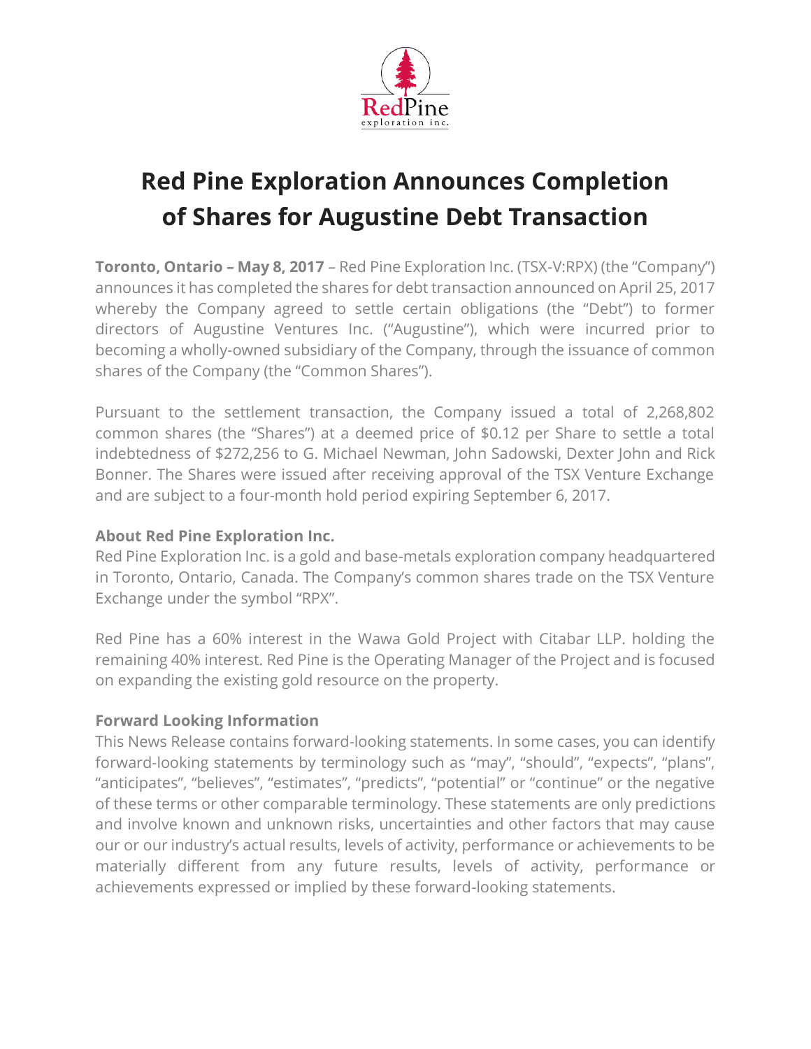# Red Pine Exploration Announces Completion of Shares for Augustine Debt Transaction

**Toronto, Ontario – May 8, 2017** – Red Pine Exploration Inc. (TSX-V:RPX) (the "Company") announces it has completed the shares for debt transaction announced on April 25, 2017 whereby the Company agreed to settle certain obligations (the "Debt") to former directors of Augustine Ventures Inc. ("Augustine"), which were incurred prior to becoming a wholly-owned subsidiary of the Company, through the issuance of common shares of the Company (the "Common Shares").

Pursuant to the settlement transaction, the Company issued a total of 2,268,802 common shares (the "Shares") at a deemed price of $0.12 per Share to settle a total indebtedness of $272,256 to G. Michael Newman, John Sadowski, Dexter John and Rick Bonner. The Shares were issued after receiving approval of the TSX Venture Exchange and are subject to a four-month hold period expiring September 6, 2017.

### About Red Pine Exploration Inc.

Red Pine Exploration Inc. is a gold and base-metals exploration company headquartered in Toronto, Ontario, Canada. The Company's common shares trade on the TSX Venture Exchange under the symbol "RPX".

Red Pine has a 60% interest in the Wawa Gold Project with Citabar LLP. holding the remaining 40% interest. Red Pine is the Operating Manager of the Project and is focused on expanding the existing gold resource on the property.

### Forward Looking Information

This News Release contains forward-looking statements. In some cases, you can identify forward-looking statements by terminology such as "may", "should", "expects", "plans", "anticipates", "believes", "estimates", "predicts", "potential" or "continue" or the negative of these terms or other comparable terminology. These statements are only predictions and involve known and unknown risks, uncertainties and other factors that may cause our or our industry's actual results, levels of activity, performance or achievements to be materially different from any future results, levels of activity, performance or achievements expressed or implied by these forward-looking statements.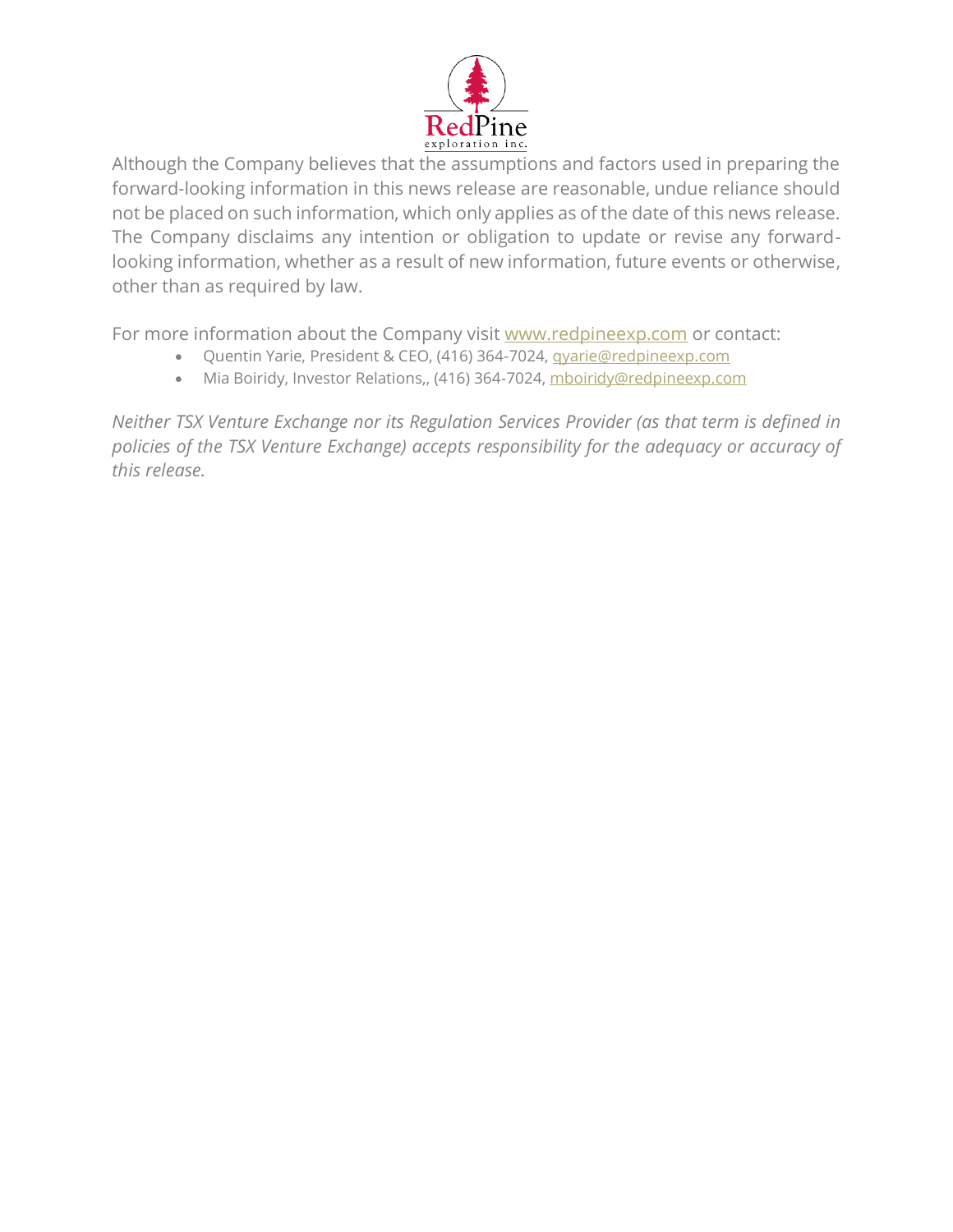Although the Company believes that the assumptions and factors used in preparing the forward-looking information in this news release are reasonable, undue reliance should not be placed on such information, which only applies as of the date of this news release. The Company disclaims any intention or obligation to update or revise any forward-looking information, whether as a result of new information, future events or otherwise, other than as required by law.

For more information about the Company visit [www.redpineexp.com](http://www.redpineexp.com) or contact:

- Quentin Yarie, President & CEO, (416) 364-7024, [qyarie@redpineexp.com](mailto:qyarie@redpineexp.com)
- Mia Boiridy, Investor Relations,, (416) 364-7024, [mboiridy@redpineexp.com](mailto:mboiridy@redpineexp.com)

*Neither TSX Venture Exchange nor its Regulation Services Provider (as that term is defined in policies of the TSX Venture Exchange) accepts responsibility for the adequacy or accuracy of this release.*